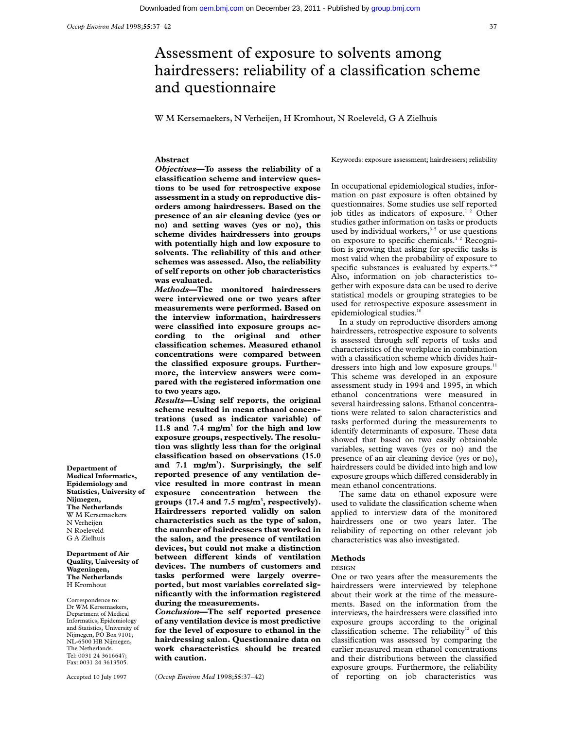# Assessment of exposure to solvents among hairdressers: reliability of a classification scheme and questionnaire

W M Kersemaekers, N Verheijen, H Kromhout, N Roeleveld, G A Zielhuis

Department of Medical Informatics, Epidemiology and Statistics, University of Nijmegen, The Netherlands
W M Kersemaekers
N Verheijen
N Roeleveld
G A Zielhuis

Department of Air Quality, University of Wageningen, The Netherlands
H Kromhout

Correspondence to: Dr WM Kersemaekers, Department of Medical Informatics, Epidemiology and Statistics, University of Nijmegen, PO Box 9101, NL-6500 HB Nijmegen, The Netherlands. Tel: 0031 24 3616647; Fax: 0031 24 3613505.

Accepted 10 July 1997

## Abstract

***Objectives*—To assess the reliability of a classification scheme and interview questions to be used for retrospective expose assessment in a study on reproductive disorders among hairdressers. Based on the presence of an air cleaning device (yes or no) and setting waves (yes or no), this scheme divides hairdressers into groups with potentially high and low exposure to solvents. The reliability of this and other schemes was assessed. Also, the reliability of self reports on other job characteristics was evaluated.**

***Methods*—The monitored hairdressers were interviewed one or two years after measurements were performed. Based on the interview information, hairdressers were classified into exposure groups according to the original and other classification schemes. Measured ethanol concentrations were compared between the classified exposure groups. Furthermore, the interview answers were compared with the registered information one to two years ago.**

***Results*—Using self reports, the original scheme resulted in mean ethanol concentrations (used as indicator variable) of 11.8 and 7.4 mg/m$^3$ for the high and low exposure groups, respectively. The resolution was slightly less than for the original classification based on observations (15.0 and 7.1 mg/m$^3$). Surprisingly, the self reported presence of any ventilation device resulted in more contrast in mean exposure concentration between the groups (17.4 and 7.5 mg/m$^3$, respectively). Hairdressers reported validly on salon characteristics such as the type of salon, the number of hairdressers that worked in the salon, and the presence of ventilation devices, but could not make a distinction between different kinds of ventilation devices. The numbers of customers and tasks performed were largely overreported, but most variables correlated significantly with the information registered during the measurements.**

***Conclusion*—The self reported presence of any ventilation device is most predictive for the level of exposure to ethanol in the hairdressing salon. Questionnaire data on work characteristics should be treated with caution.**

(*Occup Environ Med* 1998;**55**:37–42)

Keywords: exposure assessment; hairdressers; reliability

In occupational epidemiological studies, information on past exposure is often obtained by questionnaires. Some studies use self reported job titles as indicators of exposure.[1,2] Other studies gather information on tasks or products used by individual workers,[3–5] or use questions on exposure to specific chemicals.[1,2] Recognition is growing that asking for specific tasks is most valid when the probability of exposure to specific substances is evaluated by experts.[6–9] Also, information on job characteristics together with exposure data can be used to derive statistical models or grouping strategies to be used for retrospective exposure assessment in epidemiological studies.[10]

In a study on reproductive disorders among hairdressers, retrospective exposure to solvents is assessed through self reports of tasks and characteristics of the workplace in combination with a classification scheme which divides hairdressers into high and low exposure groups.[11] This scheme was developed in an exposure assessment study in 1994 and 1995, in which ethanol concentrations were measured in several hairdressing salons. Ethanol concentrations were related to salon characteristics and tasks performed during the measurements to identify determinants of exposure. These data showed that based on two easily obtainable variables, setting waves (yes or no) and the presence of an air cleaning device (yes or no), hairdressers could be divided into high and low exposure groups which differed considerably in mean ethanol concentrations.

The same data on ethanol exposure were used to validate the classification scheme when applied to interview data of the monitored hairdressers one or two years later. The reliability of reporting on other relevant job characteristics was also investigated.

## Methods

### DESIGN

One or two years after the measurements the hairdressers were interviewed by telephone about their work at the time of the measurements. Based on the information from the interviews, the hairdressers were classified into exposure groups according to the original classification scheme. The reliability[12] of this classification was assessed by comparing the earlier measured mean ethanol concentrations and their distributions between the classified exposure groups. Furthermore, the reliability of reporting on job characteristics was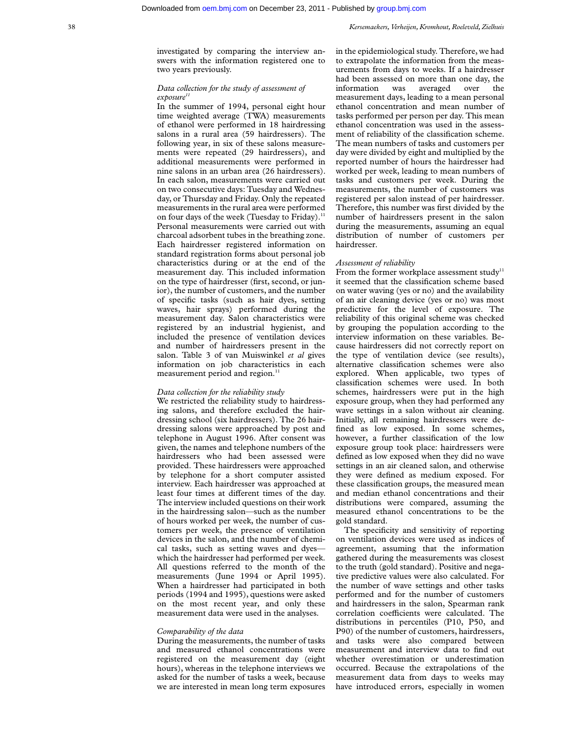investigated by comparing the interview answers with the information registered one to two years previously.

### *Data collection for the study of assessment of exposure*[11]

In the summer of 1994, personal eight hour time weighted average (TWA) measurements of ethanol were performed in 18 hairdressing salons in a rural area (59 hairdressers). The following year, in six of these salons measurements were repeated (29 hairdressers), and additional measurements were performed in nine salons in an urban area (26 hairdressers). In each salon, measurements were carried out on two consecutive days: Tuesday and Wednesday, or Thursday and Friday. Only the repeated measurements in the rural area were performed on four days of the week (Tuesday to Friday).[11] Personal measurements were carried out with charcoal adsorbent tubes in the breathing zone. Each hairdresser registered information on standard registration forms about personal job characteristics during or at the end of the measurement day. This included information on the type of hairdresser (first, second, or junior), the number of customers, and the number of specific tasks (such as hair dyes, setting waves, hair sprays) performed during the measurement day. Salon characteristics were registered by an industrial hygienist, and included the presence of ventilation devices and number of hairdressers present in the salon. Table 3 of van Muiswinkel *et al* gives information on job characteristics in each measurement period and region.[11]

### *Data collection for the reliability study*

We restricted the reliability study to hairdressing salons, and therefore excluded the hairdressing school (six hairdressers). The 26 hairdressing salons were approached by post and telephone in August 1996. After consent was given, the names and telephone numbers of the hairdressers who had been assessed were provided. These hairdressers were approached by telephone for a short computer assisted interview. Each hairdresser was approached at least four times at different times of the day. The interview included questions on their work in the hairdressing salon—such as the number of hours worked per week, the number of customers per week, the presence of ventilation devices in the salon, and the number of chemical tasks, such as setting waves and dyes—which the hairdresser had performed per week. All questions referred to the month of the measurements (June 1994 or April 1995). When a hairdresser had participated in both periods (1994 and 1995), questions were asked on the most recent year, and only these measurement data were used in the analyses.

### *Comparability of the data*

During the measurements, the number of tasks and measured ethanol concentrations were registered on the measurement day (eight hours), whereas in the telephone interviews we asked for the number of tasks a week, because we are interested in mean long term exposures in the epidemiological study. Therefore, we had to extrapolate the information from the measurements from days to weeks. If a hairdresser had been assessed on more than one day, the information was averaged over the measurement days, leading to a mean personal ethanol concentration and mean number of tasks performed per person per day. This mean ethanol concentration was used in the assessment of reliability of the classification scheme. The mean numbers of tasks and customers per day were divided by eight and multiplied by the reported number of hours the hairdresser had worked per week, leading to mean numbers of tasks and customers per week. During the measurements, the number of customers was registered per salon instead of per hairdresser. Therefore, this number was first divided by the number of hairdressers present in the salon during the measurements, assuming an equal distribution of number of customers per hairdresser.

### *Assessment of reliability*

From the former workplace assessment study[11] it seemed that the classification scheme based on water waving (yes or no) and the availability of an air cleaning device (yes or no) was most predictive for the level of exposure. The reliability of this original scheme was checked by grouping the population according to the interview information on these variables. Because hairdressers did not correctly report on the type of ventilation device (see results), alternative classification schemes were also explored. When applicable, two types of classification schemes were used. In both schemes, hairdressers were put in the high exposure group, when they had performed any wave settings in a salon without air cleaning. Initially, all remaining hairdressers were defined as low exposed. In some schemes, however, a further classification of the low exposure group took place: hairdressers were defined as low exposed when they did no wave settings in an air cleaned salon, and otherwise they were defined as medium exposed. For these classification groups, the measured mean and median ethanol concentrations and their distributions were compared, assuming the measured ethanol concentrations to be the gold standard.

The specificity and sensitivity of reporting on ventilation devices were used as indices of agreement, assuming that the information gathered during the measurements was closest to the truth (gold standard). Positive and negative predictive values were also calculated. For the number of wave settings and other tasks performed and for the number of customers and hairdressers in the salon, Spearman rank correlation coefficients were calculated. The distributions in percentiles (P10, P50, and P90) of the number of customers, hairdressers, and tasks were also compared between measurement and interview data to find out whether overestimation or underestimation occurred. Because the extrapolations of the measurement data from days to weeks may have introduced errors, especially in women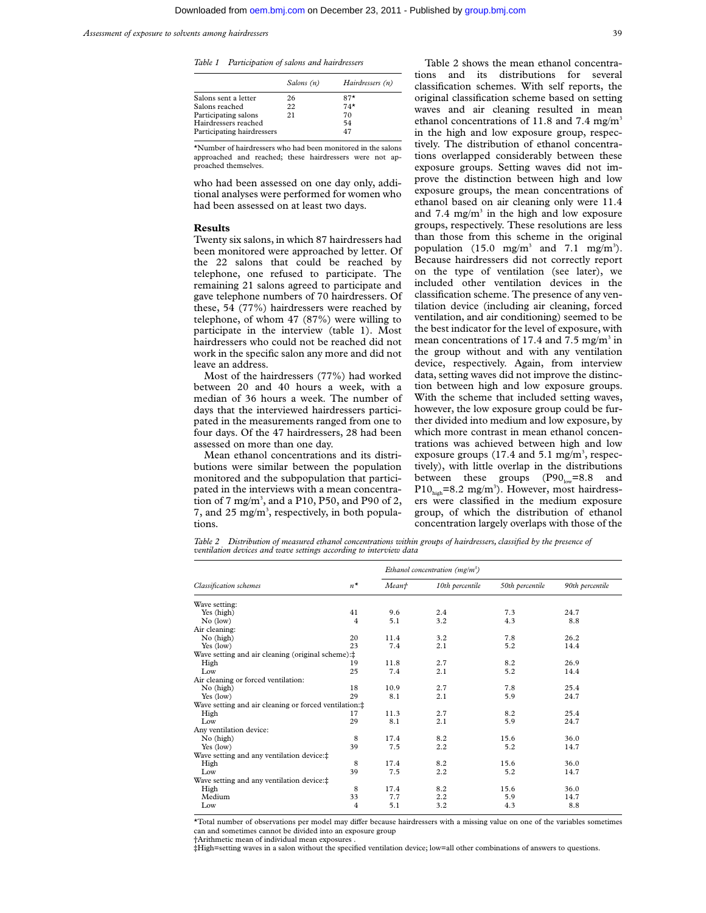Table 1 *Participation of salons and hairdressers*

| | Salons (n) | Hairdressers (n) |
|---|---|---|
| Salons sent a letter | 26 | 87* |
| Salons reached | 22 | 74* |
| Participating salons | 21 | 70 |
| Hairdressers reached | | 54 |
| Participating hairdressers | | 47 |

*Number of hairdressers who had been monitored in the salons approached and reached; these hairdressers were not approached themselves.

who had been assessed on one day only, additional analyses were performed for women who had been assessed on at least two days.

## Results

Twenty six salons, in which 87 hairdressers had been monitored were approached by letter. Of the 22 salons that could be reached by telephone, one refused to participate. The remaining 21 salons agreed to participate and gave telephone numbers of 70 hairdressers. Of these, 54 (77%) hairdressers were reached by telephone, of whom 47 (87%) were willing to participate in the interview (table 1). Most hairdressers who could not be reached did not work in the specific salon any more and did not leave an address.

Most of the hairdressers (77%) had worked between 20 and 40 hours a week, with a median of 36 hours a week. The number of days that the interviewed hairdressers participated in the measurements ranged from one to four days. Of the 47 hairdressers, 28 had been assessed on more than one day.

Mean ethanol concentrations and its distributions were similar between the population monitored and the subpopulation that participated in the interviews with a mean concentration of 7 mg/m$^3$, and a P10, P50, and P90 of 2, 7, and 25 mg/m$^3$, respectively, in both populations.

Table 2 shows the mean ethanol concentrations and its distributions for several classification schemes. With self reports, the original classification scheme based on setting waves and air cleaning resulted in mean ethanol concentrations of 11.8 and 7.4 mg/m$^3$ in the high and low exposure group, respectively. The distribution of ethanol concentrations overlapped considerably between these exposure groups. Setting waves did not improve the distinction between high and low exposure groups, the mean concentrations of ethanol based on air cleaning only were 11.4 and 7.4 mg/m$^3$ in the high and low exposure groups, respectively. These resolutions are less than those from this scheme in the original population (15.0 mg/m$^3$ and 7.1 mg/m$^3$). Because hairdressers did not correctly report on the type of ventilation (see later), we included other ventilation devices in the classification scheme. The presence of any ventilation device (including air cleaning, forced ventilation, and air conditioning) seemed to be the best indicator for the level of exposure, with mean concentrations of 17.4 and 7.5 mg/m$^3$ in the group without and with any ventilation device, respectively. Again, from interview data, setting waves did not improve the distinction between high and low exposure groups. With the scheme that included setting waves, however, the low exposure group could be further divided into medium and low exposure, by which more contrast in mean ethanol concentrations was achieved between high and low exposure groups (17.4 and 5.1 mg/m$^3$, respectively), with little overlap in the distributions between these groups ($P90_{low}$=8.8 and $P10_{high}$=8.2 mg/m$^3$). However, most hairdressers were classified in the medium exposure group, of which the distribution of ethanol concentration largely overlaps with those of the

Table 2 *Distribution of measured ethanol concentrations within groups of hairdressers, classified by the presence of ventilation devices and wave settings according to interview data*

| Classification schemes | n* | Ethanol concentration (mg/m$^3$) Mean† | 10th percentile | 50th percentile | 90th percentile |
|---|---|---|---|---|---|
| Wave setting: | | | | | |
| Yes (high) | 41 | 9.6 | 2.4 | 7.3 | 24.7 |
| No (low) | 4 | 5.1 | 3.2 | 4.3 | 8.8 |
| Air cleaning: | | | | | |
| No (high) | 20 | 11.4 | 3.2 | 7.8 | 26.2 |
| Yes (low) | 23 | 7.4 | 2.1 | 5.2 | 14.4 |
| Wave setting and air cleaning (original scheme):‡ | | | | | |
| High | 19 | 11.8 | 2.7 | 8.2 | 26.9 |
| Low | 25 | 7.4 | 2.1 | 5.2 | 14.4 |
| Air cleaning or forced ventilation: | | | | | |
| No (high) | 18 | 10.9 | 2.7 | 7.8 | 25.4 |
| Yes (low) | 29 | 8.1 | 2.1 | 5.9 | 24.7 |
| Wave setting and air cleaning or forced ventilation:‡ | | | | | |
| High | 17 | 11.3 | 2.7 | 8.2 | 25.4 |
| Low | 29 | 8.1 | 2.1 | 5.9 | 24.7 |
| Any ventilation device: | | | | | |
| No (high) | 8 | 17.4 | 8.2 | 15.6 | 36.0 |
| Yes (low) | 39 | 7.5 | 2.2 | 5.2 | 14.7 |
| Wave setting and any ventilation device:‡ | | | | | |
| High | 8 | 17.4 | 8.2 | 15.6 | 36.0 |
| Low | 39 | 7.5 | 2.2 | 5.2 | 14.7 |
| Wave setting and any ventilation device:‡ | | | | | |
| High | 8 | 17.4 | 8.2 | 15.6 | 36.0 |
| Medium | 33 | 7.7 | 2.2 | 5.9 | 14.7 |
| Low | 4 | 5.1 | 3.2 | 4.3 | 8.8 |

*Total number of observations per model may differ because hairdressers with a missing value on one of the variables sometimes can and sometimes cannot be divided into an exposure group
†Arithmetic mean of individual mean exposures .
‡High=setting waves in a salon without the specified ventilation device; low=all other combinations of answers to questions.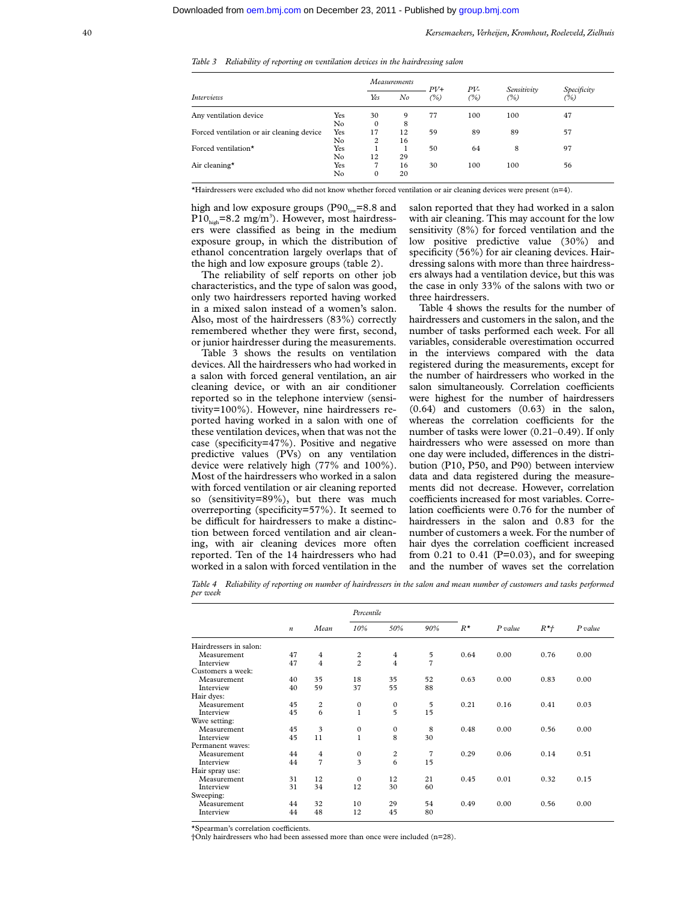*Table 3 Reliability of reporting on ventilation devices in the hairdressing salon*

| Interviews | | Measurements Yes | Measurements No | PV+ (%) | PV- (%) | Sensitivity (%) | Specificity (%) |
|---|---|---|---|---|---|---|---|
| Any ventilation device | Yes | 30 | 9 | 77 | 100 | 100 | 47 |
| | No | 0 | 8 | | | | |
| Forced ventilation or air cleaning device | Yes | 17 | 12 | 59 | 89 | 89 | 57 |
| | No | 2 | 16 | | | | |
| Forced ventilation* | Yes | 1 | 1 | 50 | 64 | 8 | 97 |
| | No | 12 | 29 | | | | |
| Air cleaning* | Yes | 7 | 16 | 30 | 100 | 100 | 56 |
| | No | 0 | 20 | | | | |

*Hairdressers were excluded who did not know whether forced ventilation or air cleaning devices were present (n=4).

high and low exposure groups ($P90_{low}$=8.8 and $P10_{high}$=8.2 mg/m$^3$). However, most hairdressers were classified as being in the medium exposure group, in which the distribution of ethanol concentration largely overlaps that of the high and low exposure groups (table 2).

The reliability of self reports on other job characteristics, and the type of salon was good, only two hairdressers reported having worked in a mixed salon instead of a women's salon. Also, most of the hairdressers (83%) correctly remembered whether they were first, second, or junior hairdresser during the measurements.

Table 3 shows the results on ventilation devices. All the hairdressers who had worked in a salon with forced general ventilation, an air cleaning device, or with an air conditioner reported so in the telephone interview (sensitivity=100%). However, nine hairdressers reported having worked in a salon with one of these ventilation devices, when that was not the case (specificity=47%). Positive and negative predictive values (PVs) on any ventilation device were relatively high (77% and 100%). Most of the hairdressers who worked in a salon with forced ventilation or air cleaning reported so (sensitivity=89%), but there was much overreporting (specificity=57%). It seemed to be difficult for hairdressers to make a distinction between forced ventilation and air cleaning, with air cleaning devices more often reported. Ten of the 14 hairdressers who had worked in a salon with forced ventilation in the salon reported that they had worked in a salon with air cleaning. This may account for the low sensitivity (8%) for forced ventilation and the low positive predictive value (30%) and specificity (56%) for air cleaning devices. Hairdressing salons with more than three hairdressers always had a ventilation device, but this was the case in only 33% of the salons with two or three hairdressers.

Table 4 shows the results for the number of hairdressers and customers in the salon, and the number of tasks performed each week. For all variables, considerable overestimation occurred in the interviews compared with the data registered during the measurements, except for the number of hairdressers who worked in the salon simultaneously. Correlation coefficients were highest for the number of hairdressers (0.64) and customers (0.63) in the salon, whereas the correlation coefficients for the number of tasks were lower (0.21–0.49). If only hairdressers who were assessed on more than one day were included, differences in the distribution (P10, P50, and P90) between interview data and data registered during the measurements did not decrease. However, correlation coefficients increased for most variables. Correlation coefficients were 0.76 for the number of hairdressers in the salon and 0.83 for the number of customers a week. For the number of hair dyes the correlation coefficient increased from 0.21 to 0.41 (P=0.03), and for sweeping and the number of waves set the correlation

*Table 4 Reliability of reporting on number of hairdressers in the salon and mean number of customers and tasks performed per week*

| | n | Mean | Percentile 10% | Percentile 50% | Percentile 90% | R* | P value | R*† | P value |
|---|---|---|---|---|---|---|---|---|---|
| Hairdressers in salon: | | | | | | | | | |
| Measurement | 47 | 4 | 2 | 4 | 5 | 0.64 | 0.00 | 0.76 | 0.00 |
| Interview | 47 | 4 | 2 | 4 | 7 | | | | |
| Customers a week: | | | | | | | | | |
| Measurement | 40 | 35 | 18 | 35 | 52 | 0.63 | 0.00 | 0.83 | 0.00 |
| Interview | 40 | 59 | 37 | 55 | 88 | | | | |
| Hair dyes: | | | | | | | | | |
| Measurement | 45 | 2 | 0 | 0 | 5 | 0.21 | 0.16 | 0.41 | 0.03 |
| Interview | 45 | 6 | 1 | 5 | 15 | | | | |
| Wave setting: | | | | | | | | | |
| Measurement | 45 | 3 | 0 | 0 | 8 | 0.48 | 0.00 | 0.56 | 0.00 |
| Interview | 45 | 11 | 1 | 8 | 30 | | | | |
| Permanent waves: | | | | | | | | | |
| Measurement | 44 | 4 | 0 | 2 | 7 | 0.29 | 0.06 | 0.14 | 0.51 |
| Interview | 44 | 7 | 3 | 6 | 15 | | | | |
| Hair spray use: | | | | | | | | | |
| Measurement | 31 | 12 | 0 | 12 | 21 | 0.45 | 0.01 | 0.32 | 0.15 |
| Interview | 31 | 34 | 12 | 30 | 60 | | | | |
| Sweeping: | | | | | | | | | |
| Measurement | 44 | 32 | 10 | 29 | 54 | 0.49 | 0.00 | 0.56 | 0.00 |
| Interview | 44 | 48 | 12 | 45 | 80 | | | | |

*Spearman's correlation coefficients.
†Only hairdressers who had been assessed more than once were included (n=28).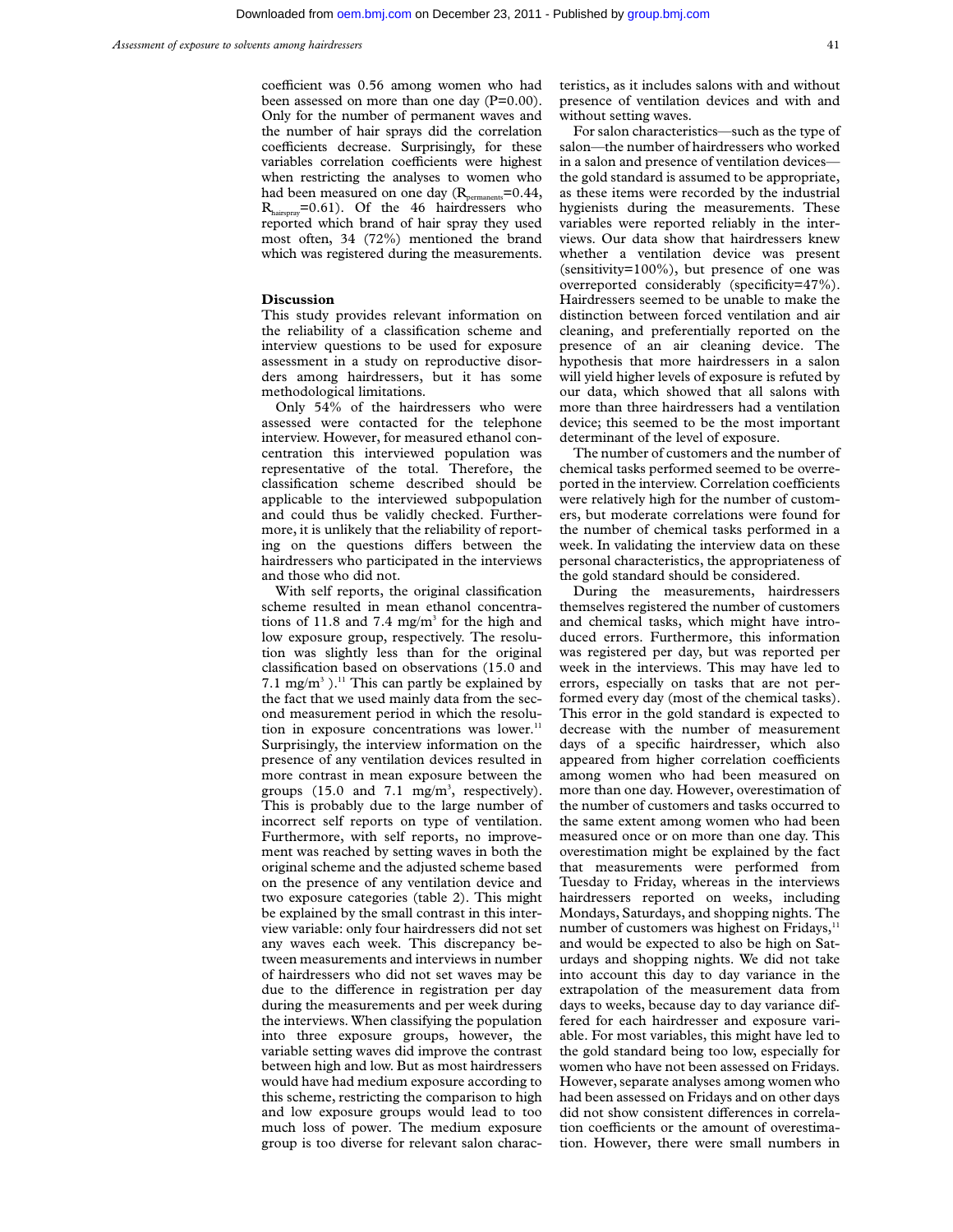coefficient was 0.56 among women who had been assessed on more than one day (P=0.00). Only for the number of permanent waves and the number of hair sprays did the correlation coefficients decrease. Surprisingly, for these variables correlation coefficients were highest when restricting the analyses to women who had been measured on one day ($R_{permanents}$=0.44, $R_{hairspray}$=0.61). Of the 46 hairdressers who reported which brand of hair spray they used most often, 34 (72%) mentioned the brand which was registered during the measurements.

## Discussion

This study provides relevant information on the reliability of a classification scheme and interview questions to be used for exposure assessment in a study on reproductive disorders among hairdressers, but it has some methodological limitations.

Only 54% of the hairdressers who were assessed were contacted for the telephone interview. However, for measured ethanol concentration this interviewed population was representative of the total. Therefore, the classification scheme described should be applicable to the interviewed subpopulation and could thus be validly checked. Furthermore, it is unlikely that the reliability of reporting on the questions differs between the hairdressers who participated in the interviews and those who did not.

With self reports, the original classification scheme resulted in mean ethanol concentrations of 11.8 and 7.4 mg/m$^3$ for the high and low exposure group, respectively. The resolution was slightly less than for the original classification based on observations (15.0 and 7.1 mg/m$^3$ ).[11] This can partly be explained by the fact that we used mainly data from the second measurement period in which the resolution in exposure concentrations was lower.[11] Surprisingly, the interview information on the presence of any ventilation devices resulted in more contrast in mean exposure between the groups (15.0 and 7.1 mg/m$^3$, respectively). This is probably due to the large number of incorrect self reports on type of ventilation. Furthermore, with self reports, no improvement was reached by setting waves in both the original scheme and the adjusted scheme based on the presence of any ventilation device and two exposure categories (table 2). This might be explained by the small contrast in this interview variable: only four hairdressers did not set any waves each week. This discrepancy between measurements and interviews in number of hairdressers who did not set waves may be due to the difference in registration per day during the measurements and per week during the interviews. When classifying the population into three exposure groups, however, the variable setting waves did improve the contrast between high and low. But as most hairdressers would have had medium exposure according to this scheme, restricting the comparison to high and low exposure groups would lead to too much loss of power. The medium exposure group is too diverse for relevant salon characteristics, as it includes salons with and without presence of ventilation devices and with and without setting waves.

For salon characteristics—such as the type of salon—the number of hairdressers who worked in a salon and presence of ventilation devices—the gold standard is assumed to be appropriate, as these items were recorded by the industrial hygienists during the measurements. These variables were reported reliably in the interviews. Our data show that hairdressers knew whether a ventilation device was present (sensitivity=100%), but presence of one was overreported considerably (specificity=47%). Hairdressers seemed to be unable to make the distinction between forced ventilation and air cleaning, and preferentially reported on the presence of an air cleaning device. The hypothesis that more hairdressers in a salon will yield higher levels of exposure is refuted by our data, which showed that all salons with more than three hairdressers had a ventilation device; this seemed to be the most important determinant of the level of exposure.

The number of customers and the number of chemical tasks performed seemed to be overreported in the interview. Correlation coefficients were relatively high for the number of customers, but moderate correlations were found for the number of chemical tasks performed in a week. In validating the interview data on these personal characteristics, the appropriateness of the gold standard should be considered.

During the measurements, hairdressers themselves registered the number of customers and chemical tasks, which might have introduced errors. Furthermore, this information was registered per day, but was reported per week in the interviews. This may have led to errors, especially on tasks that are not performed every day (most of the chemical tasks). This error in the gold standard is expected to decrease with the number of measurement days of a specific hairdresser, which also appeared from higher correlation coefficients among women who had been measured on more than one day. However, overestimation of the number of customers and tasks occurred to the same extent among women who had been measured once or on more than one day. This overestimation might be explained by the fact that measurements were performed from Tuesday to Friday, whereas in the interviews hairdressers reported on weeks, including Mondays, Saturdays, and shopping nights. The number of customers was highest on Fridays,[11] and would be expected to also be high on Saturdays and shopping nights. We did not take into account this day to day variance in the extrapolation of the measurement data from days to weeks, because day to day variance differed for each hairdresser and exposure variable. For most variables, this might have led to the gold standard being too low, especially for women who have not been assessed on Fridays. However, separate analyses among women who had been assessed on Fridays and on other days did not show consistent differences in correlation coefficients or the amount of overestimation. However, there were small numbers in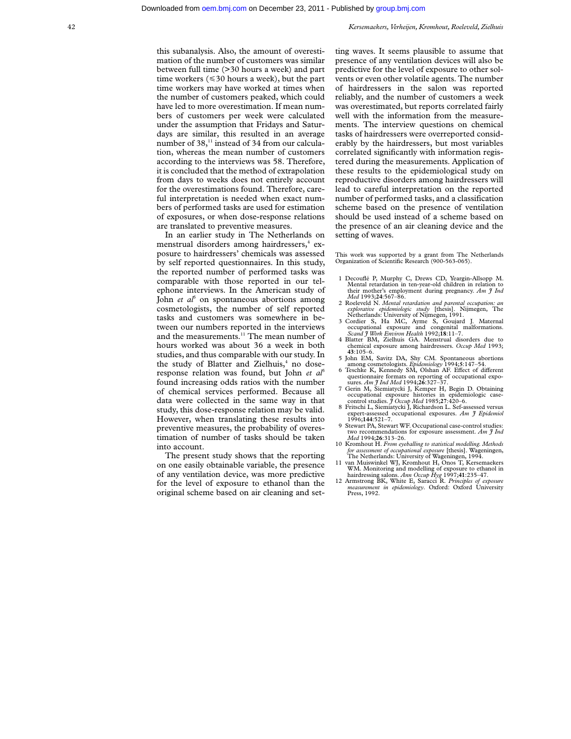this subanalysis. Also, the amount of overestimation of the number of customers was similar between full time (>30 hours a week) and part time workers (≤30 hours a week), but the part time workers may have worked at times when the number of customers peaked, which could have led to more overestimation. If mean numbers of customers per week were calculated under the assumption that Fridays and Saturdays are similar, this resulted in an average number of 38,[11] instead of 34 from our calculation, whereas the mean number of customers according to the interviews was 58. Therefore, it is concluded that the method of extrapolation from days to weeks does not entirely account for the overestimations found. Therefore, careful interpretation is needed when exact numbers of performed tasks are used for estimation of exposures, or when dose-response relations are translated to preventive measures.

In an earlier study in The Netherlands on menstrual disorders among hairdressers,[4] exposure to hairdressers' chemicals was assessed by self reported questionnaires. In this study, the reported number of performed tasks was comparable with those reported in our telephone interviews. In the American study of John *et al*[5] on spontaneous abortions among cosmetologists, the number of self reported tasks and customers was somewhere in between our numbers reported in the interviews and the measurements.[11] The mean number of hours worked was about 36 a week in both studies, and thus comparable with our study. In the study of Blatter and Zielhuis,[4] no dose-response relation was found, but John *et al*[5] found increasing odds ratios with the number of chemical services performed. Because all data were collected in the same way in that study, this dose-response relation may be valid. However, when translating these results into preventive measures, the probability of overestimation of number of tasks should be taken into account.

The present study shows that the reporting on one easily obtainable variable, the presence of any ventilation device, was more predictive for the level of exposure to ethanol than the original scheme based on air cleaning and setting waves. It seems plausible to assume that presence of any ventilation devices will also be predictive for the level of exposure to other solvents or even other volatile agents. The number of hairdressers in the salon was reported reliably, and the number of customers a week was overestimated, but reports correlated fairly well with the information from the measurements. The interview questions on chemical tasks of hairdressers were overreported considerably by the hairdressers, but most variables correlated significantly with information registered during the measurements. Application of these results to the epidemiological study on reproductive disorders among hairdressers will lead to careful interpretation on the reported number of performed tasks, and a classification scheme based on the presence of ventilation should be used instead of a scheme based on the presence of an air cleaning device and the setting of waves.

This work was supported by a grant from The Netherlands Organization of Scientific Research (900-563-065).

1. Decouflé P, Murphy C, Drews CD, Yeargin-Allsopp M. Mental retardation in ten-year-old children in relation to their mother's employment during pregnancy. *Am J Ind Med* 1993;**24**:567–86.
2. Roeleveld N. *Mental retardation and parental occupation: an explorative epidemiologic study* [thesis]. Nijmegen, The Netherlands: University of Nijmegen, 1991.
3. Cordier S, Ha MC, Ayme S, Goujard J. Maternal occupational exposure and congenital malformations. *Scand J Work Environ Health* 1992;**18**:11–7.
4. Blatter BM, Zielhuis GA. Menstrual disorders due to chemical exposure among hairdressers. *Occup Med* 1993; **43**:105–6.
5. John EM, Savitz DA, Shy CM. Spontaneous abortions among cosmetologists. *Epidemiology* 1994;**5**:147–54.
6. Teschke K, Kennedy SM, Olshan AF. Effect of different questionnaire formats on reporting of occupational exposures. *Am J Ind Med* 1994;**26**:327–37.
7. Gerin M, Siemiatycki J, Kemper H, Begin D. Obtaining occupational exposure histories in epidemiologic case-control studies. *J Occup Med* 1985;**27**:420–6.
8. Fritschi L, Siemiatycki J, Richardson L. Sef-assessed versus expert-assessed occupational exposures. *Am J Epidemiol* 1996;**144**:521–7.
9. Stewart PA, Stewart WF. Occupational case-control studies: two recommendations for exposure assessment. *Am J Ind Med* 1994;**26**:313–26.
10. Kromhout H. *From eyeballing to statistical modelling. Methods for assessment of occupational exposure* [thesis]. Wageningen, The Netherlands: University of Wageningen, 1994.
11. van Muiswinkel WJ, Kromhout H, Onos T, Kersemaekers WM. Monitoring and modelling of exposure to ethanol in hairdressing salons. *Ann Occup Hyg* 1997;**41**:235–47.
12. Armstrong BK, White E, Saracci R. *Principles of exposure measurement in epidemiology*. Oxford: Oxford University Press, 1992.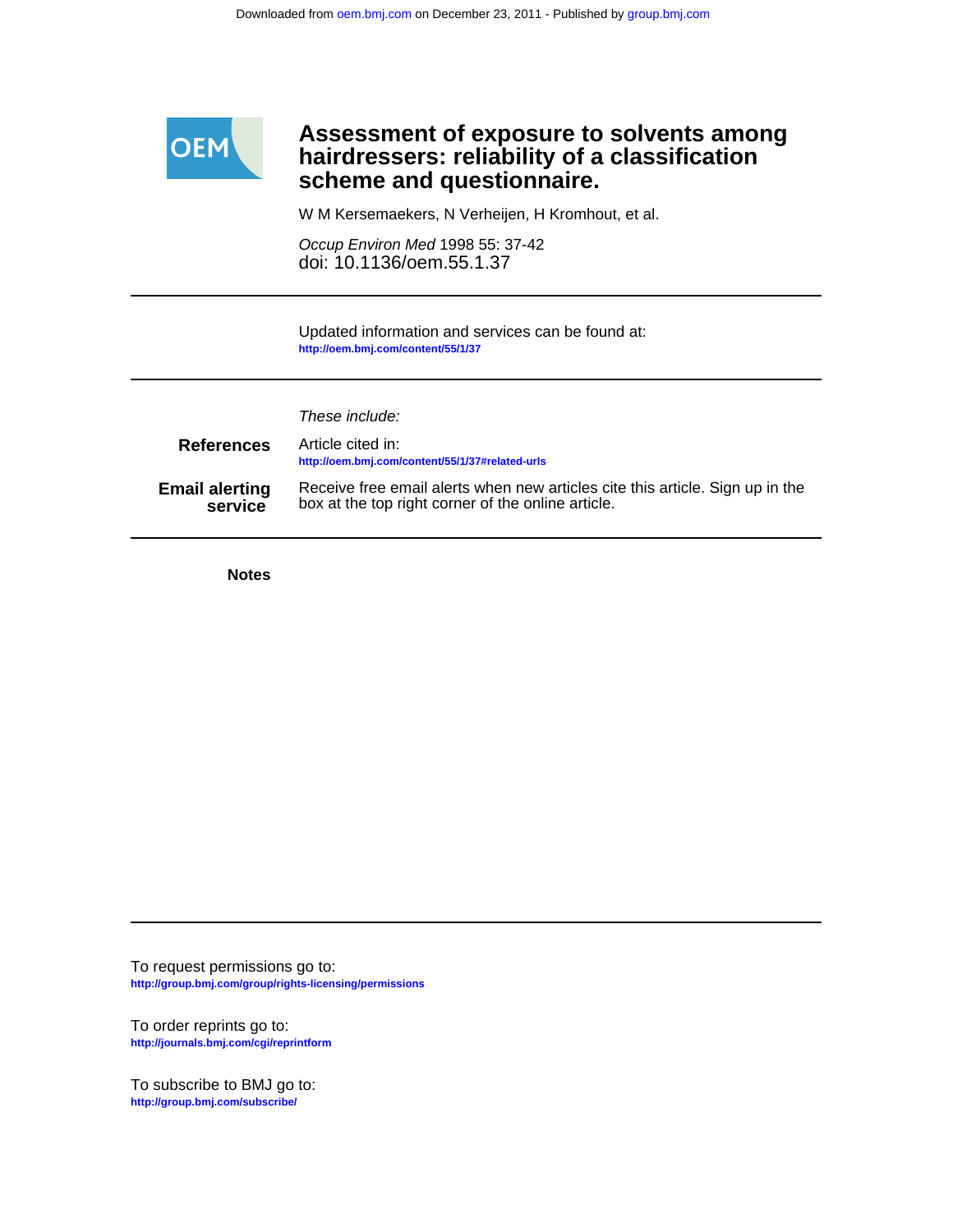Downloaded from oem.bmj.com on December 23, 2011 - Published by group.bmj.com

# Assessment of exposure to solvents among hairdressers: reliability of a classification scheme and questionnaire.

W M Kersemaekers, N Verheijen, H Kromhout, et al.

*Occup Environ Med* 1998 55: 37-42
doi: 10.1136/oem.55.1.37

Updated information and services can be found at:
http://oem.bmj.com/content/55/1/37

*These include:*

**References**

Article cited in:
http://oem.bmj.com/content/55/1/37#related-urls

**Email alerting service**

Receive free email alerts when new articles cite this article. Sign up in the box at the top right corner of the online article.

**Notes**

To request permissions go to:
http://group.bmj.com/group/rights-licensing/permissions

To order reprints go to:
http://journals.bmj.com/cgi/reprintform

To subscribe to BMJ go to:
http://group.bmj.com/subscribe/